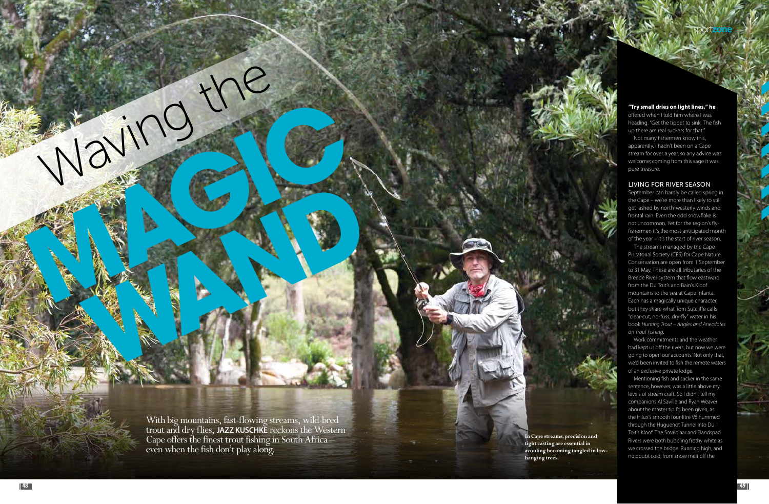# Waving the MAGIC WAND

With big mountains, fast-flowing streams, wild-bred trout and dry flies, **JAZZ KUSCHKE** reckons the Western Cape offers the finest trout fishing in South Africa – even when the fish don't play along.

In Cape streams, precision and tight casting are essential in avoiding becoming tangled in low-hanging trees.

**"Try small dries on light lines," he** offered when I told him where I was heading. "Get the tippet to sink. The fish up there are real suckers for that."

Not many fishermen know this, apparently. I hadn't been on a Cape stream for over a year, so any advice was welcome; coming from this sage it was pure treasure.

## LIVING FOR RIVER SEASON

September can hardly be called spring in the Cape – we're more than likely to still get lashed by north-westerly winds and frontal rain. Even the odd snowflake is not uncommon. Yet for the region's fly-fishermen it's the most anticipated month of the year – it's the start of river season.

The streams managed by the Cape Piscatorial Society (CPS) for Cape Nature Conservation are open from 1 September to 31 May. These are all tributaries of the Breede River system that flow eastward from the Du Toit's and Bain's Kloof mountains to the sea at Cape Infanta. Each has a magically unique character, but they share what Tom Sutcliffe calls "clear-cut, no-fuss, dry-fly" water in his book *Hunting Trout – Angles and Anecdotes on Trout Fishing*.

Work commitments and the weather had kept us off the rivers, but now we were going to open our accounts. Not only that, we'd been invited to fish the remote waters of an exclusive private lodge.

Mentioning fish and sucker in the same sentence, however, was a little above my levels of stream craft. So I didn't tell my companions Al Saville and Ryan Weaver about the master tip I'd been given, as the Hilux's smooth four-litre V6 hummed through the Huguenot Tunnel into Du Toit's Kloof. The Smalblaar and Elandspad Rivers were both bubbling frothy white as we crossed the bridge. Running high, and no doubt cold, from snow melt off the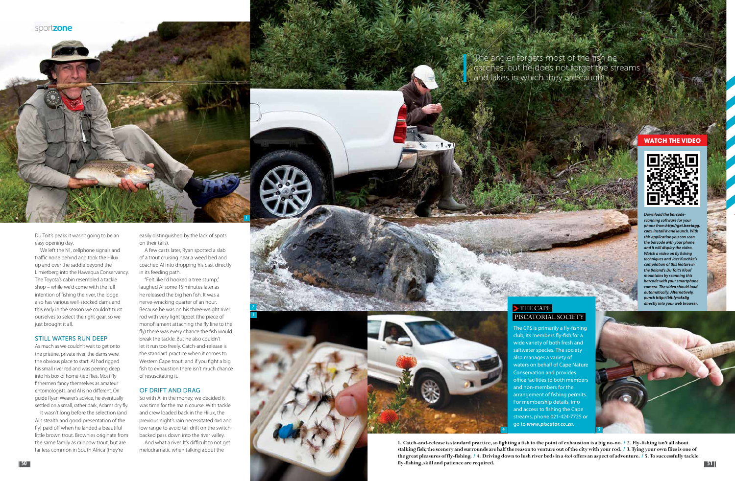Du Toit's peaks it wasn't going to be an easy opening day.

We left the N1, cellphone signals and traffic noise behind and took the Hilux up and over the saddle beyond the Limietberg into the Hawequa Conservancy. The Toyota's cabin resembled a tackle shop – while we'd come with the full intention of fishing the river, the lodge also has various well-stocked dams and this early in the season we couldn't trust ourselves to select the right gear, so we just brought it all.

## STILL WATERS RUN DEEP

As much as we couldn't wait to get onto the pristine, private river, the dams were the obvious place to start. Al had rigged his small river rod and was peering deep into his box of home-tied flies. Most fly fishermen fancy themselves as amateur entomologists, and Al is no different. On guide Ryan Weaver's advice, he eventually settled on a small, rather dark, Adams dry fly.

It wasn't long before the selection (and Al's stealth and good presentation of the fly) paid off when he landed a beautiful little brown trout. Brownies originate from the same family as rainbow trout, but are far less common in South Africa (they're easily distinguished by the lack of spots on their tails).

A few casts later, Ryan spotted a slab of a trout cruising near a weed bed and coached Al into dropping his cast directly in its feeding path.

"Felt like I'd hooked a tree stump," laughed Al some 15 minutes later as he released the big hen fish. It was a nerve-wracking quarter of an hour. Because he was on his three-weight river rod with very light tippet (the piece of monofilament attaching the fly line to the fly) there was every chance the fish would break the tackle. But he also couldn't let it run too freely. Catch-and-release is the standard practice when it comes to Western Cape trout, and if you fight a big fish to exhaustion there isn't much chance of resuscitating it.

## OF DRIFT AND DRAG

So with Al in the money, we decided it was time for the main course. With tackle and crew loaded back in the Hilux, the previous night's rain necessitated 4x4 and low range to avoid tail drift on the switch-backed pass down into the river valley.

And what a river. It's difficult to not get melodramatic when talking about the

> The angler forgets most of the fish he catches, but he does not forget the streams and lakes in which they are caught

## WATCH THE VIDEO

*Download the barcode-scanning software for your phone from **http://get.beetagg.com**, install it and launch. With this application you can scan the barcode with your phone and it will display the video. Watch a video on fly fishing techniques and Jazz Kuschke's compilation of this feature in the Boland's Du Toit's Kloof mountains by scanning this barcode with your smartphone camera. The video should load automatically. Alternatively, punch **http://bit.ly/okslig** directly into your web browser.*

## THE CAPE PISCATORIAL SOCIETY

The CPS is primarily a fly-fishing club; its members fly-fish for a wide variety of both fresh and saltwater species. The society also manages a variety of waters on behalf of Cape Nature Conservation and provides office facilities to both members and non-members for the arrangement of fishing permits. For membership details, info and access to fishing the Cape streams, phone 021-424-7725 or go to ***www.piscator.co.za.***

**1. Catch-and-release is standard practice, so fighting a fish to the point of exhaustion is a big no-no. / 2. Fly-fishing isn't all about stalking fish; the scenery and surrounds are half the reason to venture out of the city with your rod. / 3. Tying your own flies is one of the great pleasures of fly-fishing. / 4. Driving down to lush river beds in a 4x4 offers an aspect of adventure. / 5. To successfully tackle fly-fishing, skill and patience are required.**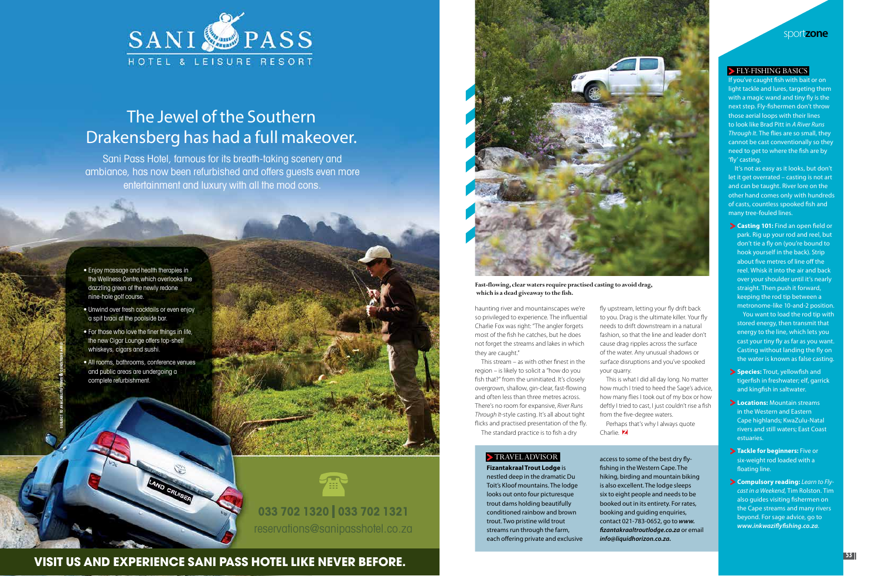# SANI PASS

HOTEL & LEISURE RESORT

## The Jewel of the Southern Drakensberg has had a full makeover.

Sani Pass Hotel, famous for its breath-taking scenery and ambiance, has now been refurbished and offers guests even more entertainment and luxury with all the mod cons.

- Enjoy massage and health therapies in the Wellness Centre, which overlooks the dazzling green of the newly redone nine-hole golf course.
- Unwind over fresh cocktails or even enjoy a spit braai at the poolside bar.
- For those who love the finer things in life, the new Cigar Lounge offers top-shelf whiskeys, cigars and sushi.
- All rooms, bathrooms, conference venues and public areas are undergoing a complete refurbishment.

SUBJECT TO AVAILABILITY. TERMS & CONDITIONS APPLY.

033 702 1320 | 033 702 1321

reservations@sanipasshotel.co.za

**VISIT US AND EXPERIENCE SANI PASS HOTEL LIKE NEVER BEFORE.**

---

Fast-flowing, clear waters require practised casting to avoid drag, which is a dead giveaway to the fish.

haunting river and mountainscapes we're so privileged to experience. The influential Charlie Fox was right: "The angler forgets most of the fish he catches, but he does not forget the streams and lakes in which they are caught."

This stream – as with other finest in the region – is likely to solicit a "how do you fish that?" from the uninitiated. It's closely overgrown, shallow, gin-clear, fast-flowing and often less than three metres across. There's no room for expansive, *River Runs Through It*-style casting. It's all about tight flicks and practised presentation of the fly.

The standard practice is to fish a dry fly upstream, letting your fly drift back to you. Drag is the ultimate killer. Your fly needs to drift downstream in a natural fashion, so that the line and leader don't cause drag ripples across the surface of the water. Any unusual shadows or surface disruptions and you've spooked your quarry.

This is what I did all day long. No matter how much I tried to heed the Sage's advice, how many flies I took out of my box or how deftly I tried to cast, I just couldn't rise a fish from the five-degree waters.

Perhaps that's why I always quote Charlie.

## TRAVEL ADVISOR

**Fizantakraal Trout Lodge** is nestled deep in the dramatic Du Toit's Kloof mountains. The lodge looks out onto four picturesque trout dams holding beautifully conditioned rainbow and brown trout. Two pristine wild trout streams run through the farm, each offering private and exclusive access to some of the best dry fly-fishing in the Western Cape. The hiking, birding and mountain biking is also excellent. The lodge sleeps six to eight people and needs to be booked out in its entirety. For rates, booking and guiding enquiries, contact 021-783-0652, go to ***www.fizantakraaltroutlodge.co.za*** or email ***info@liquidhorizon.co.za.***

## FLY-FISHING BASICS

If you've caught fish with bait or on light tackle and lures, targeting them with a magic wand and tiny fly is the next step. Fly-fishermen don't throw those aerial loops with their lines to look like Brad Pitt in *A River Runs Through It*. The flies are so small, they cannot be cast conventionally so they need to get to where the fish are by 'fly' casting.

It's not as easy as it looks, but don't let it get overrated – casting is not art and can be taught. River lore on the other hand comes only with hundreds of casts, countless spooked fish and many tree-fouled lines.

- **Casting 101:** Find an open field or park. Rig up your rod and reel, but don't tie a fly on (you're bound to hook yourself in the back). Strip about five metres of line off the reel. Whisk it into the air and back over your shoulder until it's nearly straight. Then push it forward, keeping the rod tip between a metronome-like 10-and-2 position. You want to load the rod tip with stored energy, then transmit that energy to the line, which lets you cast your tiny fly as far as you want. Casting without landing the fly on the water is known as false casting.
- **Species:** Trout, yellowfish and tigerfish in freshwater; elf, garrick and kingfish in saltwater.
- **Locations:** Mountain streams in the Western and Eastern Cape highlands; KwaZulu-Natal rivers and still waters; East Coast estuaries.
- **Tackle for beginners:** Five or six-weight rod loaded with a floating line.
- **Compulsory reading:** *Learn to Fly-cast in a Weekend*, Tim Rolston. Tim also guides visiting fishermen on the Cape streams and many rivers beyond. For sage advice, go to ***www.inkwaziflyfishing.co.za.***